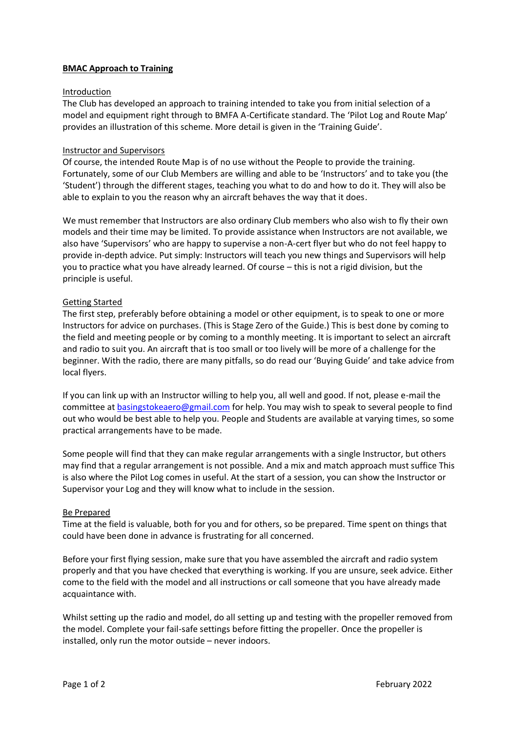**BMAC Approach to Training**

Introduction

The Club has developed an approach to training intended to take you from initial selection of a model and equipment right through to BMFA A-Certificate standard. The 'Pilot Log and Route Map' provides an illustration of this scheme. More detail is given in the 'Training Guide'.

Instructor and Supervisors

Of course, the intended Route Map is of no use without the People to provide the training. Fortunately, some of our Club Members are willing and able to be 'Instructors' and to take you (the 'Student') through the different stages, teaching you what to do and how to do it. They will also be able to explain to you the reason why an aircraft behaves the way that it does.

We must remember that Instructors are also ordinary Club members who also wish to fly their own models and their time may be limited. To provide assistance when Instructors are not available, we also have 'Supervisors' who are happy to supervise a non-A-cert flyer but who do not feel happy to provide in-depth advice. Put simply: Instructors will teach you new things and Supervisors will help you to practice what you have already learned. Of course – this is not a rigid division, but the principle is useful.

Getting Started

The first step, preferably before obtaining a model or other equipment, is to speak to one or more Instructors for advice on purchases. (This is Stage Zero of the Guide.) This is best done by coming to the field and meeting people or by coming to a monthly meeting. It is important to select an aircraft and radio to suit you. An aircraft that is too small or too lively will be more of a challenge for the beginner. With the radio, there are many pitfalls, so do read our 'Buying Guide' and take advice from local flyers.

If you can link up with an Instructor willing to help you, all well and good. If not, please e-mail the committee at basingstokeaero@gmail.com for help. You may wish to speak to several people to find out who would be best able to help you. People and Students are available at varying times, so some practical arrangements have to be made.

Some people will find that they can make regular arrangements with a single Instructor, but others may find that a regular arrangement is not possible. And a mix and match approach must suffice This is also where the Pilot Log comes in useful. At the start of a session, you can show the Instructor or Supervisor your Log and they will know what to include in the session.

Be Prepared

Time at the field is valuable, both for you and for others, so be prepared. Time spent on things that could have been done in advance is frustrating for all concerned.

Before your first flying session, make sure that you have assembled the aircraft and radio system properly and that you have checked that everything is working. If you are unsure, seek advice. Either come to the field with the model and all instructions or call someone that you have already made acquaintance with.

Whilst setting up the radio and model, do all setting up and testing with the propeller removed from the model. Complete your fail-safe settings before fitting the propeller. Once the propeller is installed, only run the motor outside – never indoors.

February 2022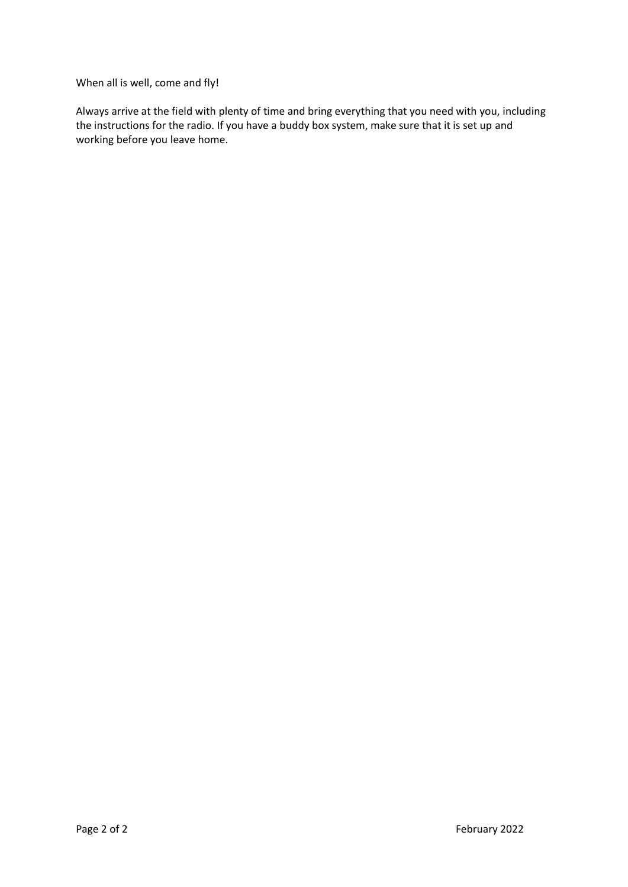When all is well, come and fly!

Always arrive at the field with plenty of time and bring everything that you need with you, including the instructions for the radio. If you have a buddy box system, make sure that it is set up and working before you leave home.